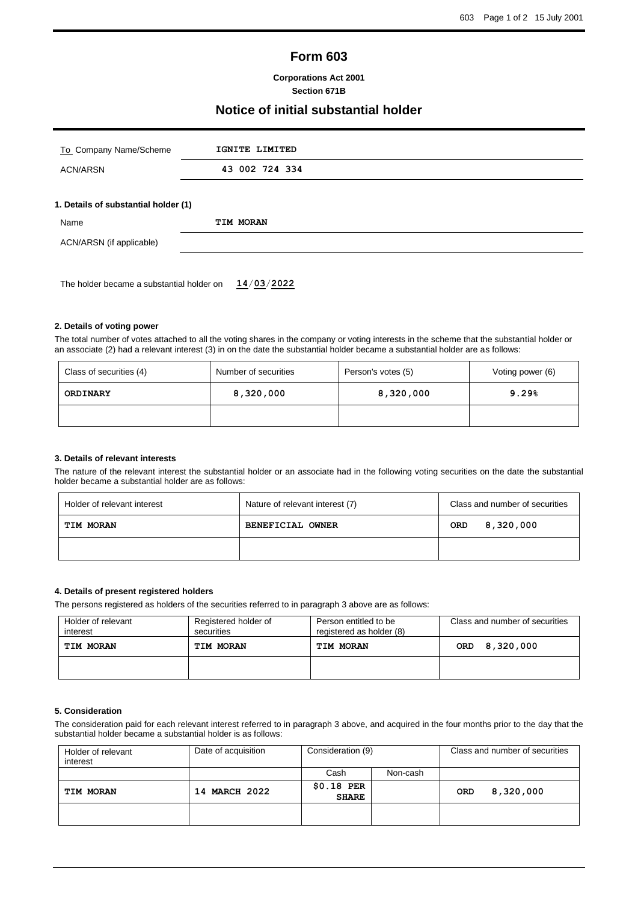# Form 603

**Corporations Act 2001**
**Section 671B**

## Notice of initial substantial holder

| To Company Name/Scheme | IGNITE LIMITED |
|---|---|
| ACN/ARSN | 43 002 724 334 |

### 1. Details of substantial holder (1)

| Name | TIM MORAN |
|---|---|
| ACN/ARSN (if applicable) | |

The holder became a substantial holder on **14/03/2022**

### 2. Details of voting power

The total number of votes attached to all the voting shares in the company or voting interests in the scheme that the substantial holder or an associate (2) had a relevant interest (3) in on the date the substantial holder became a substantial holder are as follows:

| Class of securities (4) | Number of securities | Person's votes (5) | Voting power (6) |
|---|---|---|---|
| ORDINARY | 8,320,000 | 8,320,000 | 9.29% |
| | | | |

### 3. Details of relevant interests

The nature of the relevant interest the substantial holder or an associate had in the following voting securities on the date the substantial holder became a substantial holder are as follows:

| Holder of relevant interest | Nature of relevant interest (7) | Class and number of securities |
|---|---|---|
| TIM MORAN | BENEFICIAL OWNER | ORD 8,320,000 |
| | | |

### 4. Details of present registered holders

The persons registered as holders of the securities referred to in paragraph 3 above are as follows:

| Holder of relevant interest | Registered holder of securities | Person entitled to be registered as holder (8) | Class and number of securities |
|---|---|---|---|
| TIM MORAN | TIM MORAN | TIM MORAN | ORD 8,320,000 |
| | | | |

### 5. Consideration

The consideration paid for each relevant interest referred to in paragraph 3 above, and acquired in the four months prior to the day that the substantial holder became a substantial holder is as follows:

| Holder of relevant interest | Date of acquisition | Consideration (9) | | Class and number of securities |
|---|---|---|---|---|
| | | Cash | Non-cash | |
| TIM MORAN | 14 MARCH 2022 | $0.18 PER SHARE | | ORD 8,320,000 |
| | | | | |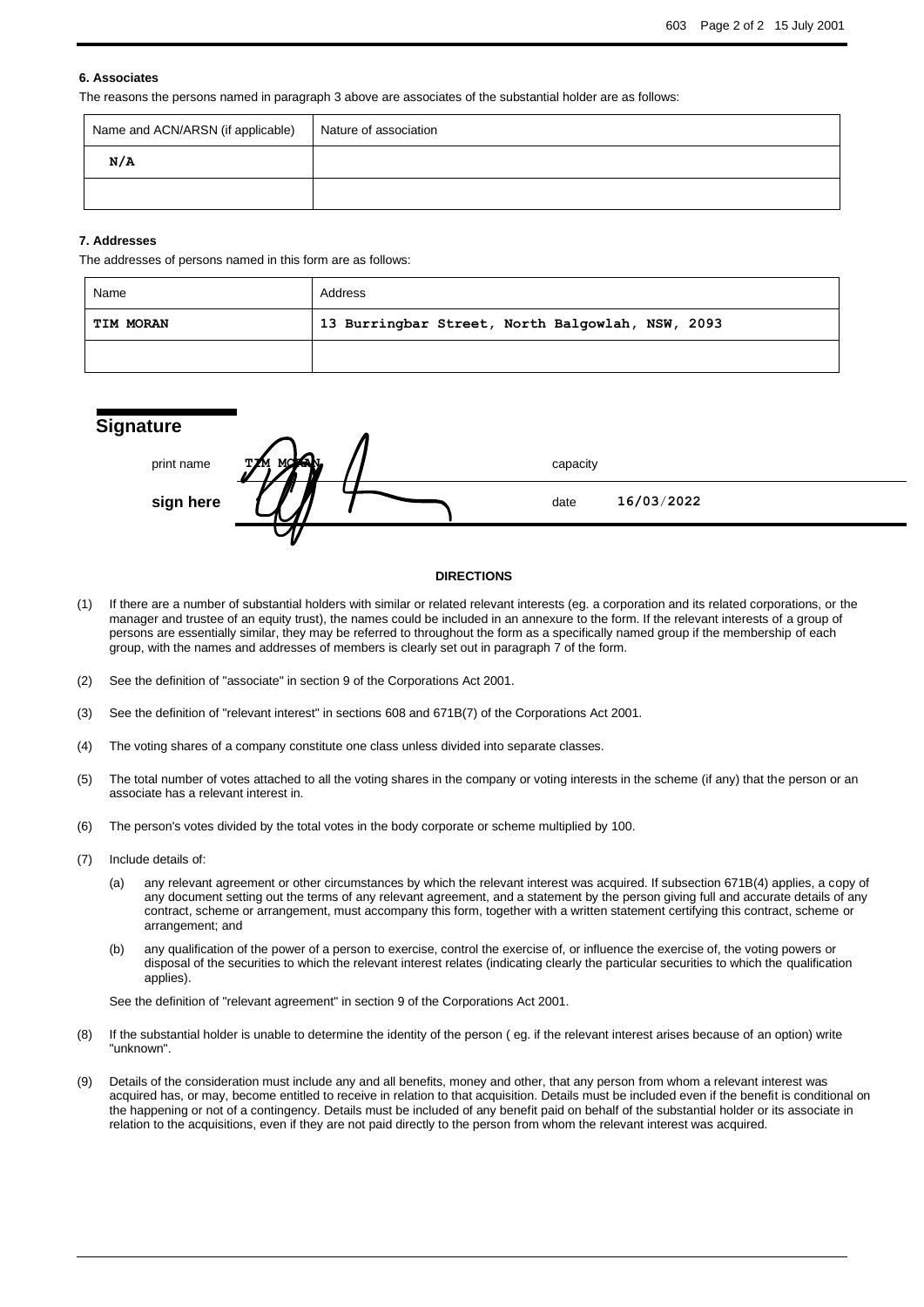## 6. Associates

The reasons the persons named in paragraph 3 above are associates of the substantial holder are as follows:

| Name and ACN/ARSN (if applicable) | Nature of association |
|---|---|
| N/A | |
| | |

## 7. Addresses

The addresses of persons named in this form are as follows:

| Name | Address |
|---|---|
| TIM MORAN | 13 Burringbar Street, North Balgowlah, NSW, 2093 |
| | |

## Signature

print name TIM MORAN capacity

sign here date 16/03/2022

### DIRECTIONS

(1) If there are a number of substantial holders with similar or related relevant interests (eg. a corporation and its related corporations, or the manager and trustee of an equity trust), the names could be included in an annexure to the form. If the relevant interests of a group of persons are essentially similar, they may be referred to throughout the form as a specifically named group if the membership of each group, with the names and addresses of members is clearly set out in paragraph 7 of the form.

(2) See the definition of "associate" in section 9 of the Corporations Act 2001.

(3) See the definition of "relevant interest" in sections 608 and 671B(7) of the Corporations Act 2001.

(4) The voting shares of a company constitute one class unless divided into separate classes.

(5) The total number of votes attached to all the voting shares in the company or voting interests in the scheme (if any) that the person or an associate has a relevant interest in.

(6) The person's votes divided by the total votes in the body corporate or scheme multiplied by 100.

(7) Include details of:

  (a) any relevant agreement or other circumstances by which the relevant interest was acquired. If subsection 671B(4) applies, a copy of any document setting out the terms of any relevant agreement, and a statement by the person giving full and accurate details of any contract, scheme or arrangement, must accompany this form, together with a written statement certifying this contract, scheme or arrangement; and

  (b) any qualification of the power of a person to exercise, control the exercise of, or influence the exercise of, the voting powers or disposal of the securities to which the relevant interest relates (indicating clearly the particular securities to which the qualification applies).

  See the definition of "relevant agreement" in section 9 of the Corporations Act 2001.

(8) If the substantial holder is unable to determine the identity of the person ( eg. if the relevant interest arises because of an option) write "unknown".

(9) Details of the consideration must include any and all benefits, money and other, that any person from whom a relevant interest was acquired has, or may, become entitled to receive in relation to that acquisition. Details must be included even if the benefit is conditional on the happening or not of a contingency. Details must be included of any benefit paid on behalf of the substantial holder or its associate in relation to the acquisitions, even if they are not paid directly to the person from whom the relevant interest was acquired.